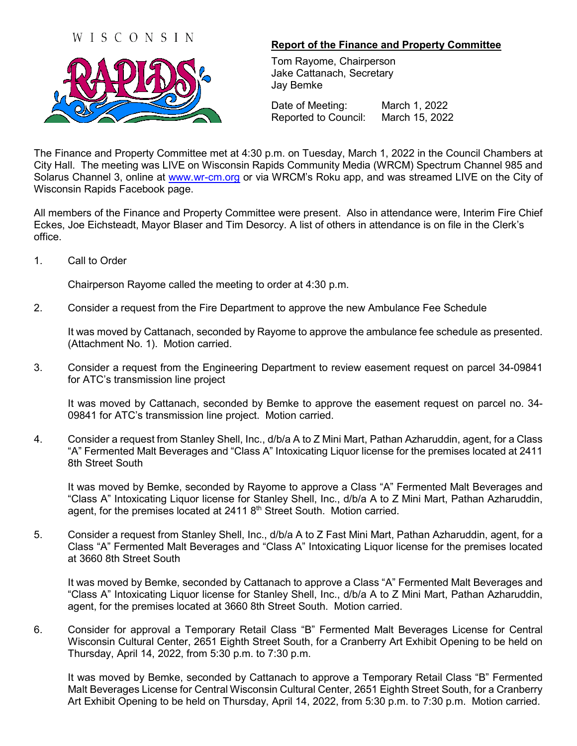## Report of the Finance and Property Committee

Tom Rayome, Chairperson
Jake Cattanach, Secretary
Jay Bemke

Date of Meeting: March 1, 2022
Reported to Council: March 15, 2022

The Finance and Property Committee met at 4:30 p.m. on Tuesday, March 1, 2022 in the Council Chambers at City Hall. The meeting was LIVE on Wisconsin Rapids Community Media (WRCM) Spectrum Channel 985 and Solarus Channel 3, online at www.wr-cm.org or via WRCM's Roku app, and was streamed LIVE on the City of Wisconsin Rapids Facebook page.

All members of the Finance and Property Committee were present. Also in attendance were, Interim Fire Chief Eckes, Joe Eichsteadt, Mayor Blaser and Tim Desorcy. A list of others in attendance is on file in the Clerk's office.

1. Call to Order

   Chairperson Rayome called the meeting to order at 4:30 p.m.

2. Consider a request from the Fire Department to approve the new Ambulance Fee Schedule

   It was moved by Cattanach, seconded by Rayome to approve the ambulance fee schedule as presented. (Attachment No. 1). Motion carried.

3. Consider a request from the Engineering Department to review easement request on parcel 34-09841 for ATC's transmission line project

   It was moved by Cattanach, seconded by Bemke to approve the easement request on parcel no. 34-09841 for ATC's transmission line project. Motion carried.

4. Consider a request from Stanley Shell, Inc., d/b/a A to Z Mini Mart, Pathan Azharuddin, agent, for a Class "A" Fermented Malt Beverages and "Class A" Intoxicating Liquor license for the premises located at 2411 8th Street South

   It was moved by Bemke, seconded by Rayome to approve a Class "A" Fermented Malt Beverages and "Class A" Intoxicating Liquor license for Stanley Shell, Inc., d/b/a A to Z Mini Mart, Pathan Azharuddin, agent, for the premises located at 2411 8th Street South. Motion carried.

5. Consider a request from Stanley Shell, Inc., d/b/a A to Z Fast Mini Mart, Pathan Azharuddin, agent, for a Class "A" Fermented Malt Beverages and "Class A" Intoxicating Liquor license for the premises located at 3660 8th Street South

   It was moved by Bemke, seconded by Cattanach to approve a Class "A" Fermented Malt Beverages and "Class A" Intoxicating Liquor license for Stanley Shell, Inc., d/b/a A to Z Mini Mart, Pathan Azharuddin, agent, for the premises located at 3660 8th Street South. Motion carried.

6. Consider for approval a Temporary Retail Class "B" Fermented Malt Beverages License for Central Wisconsin Cultural Center, 2651 Eighth Street South, for a Cranberry Art Exhibit Opening to be held on Thursday, April 14, 2022, from 5:30 p.m. to 7:30 p.m.

   It was moved by Bemke, seconded by Cattanach to approve a Temporary Retail Class "B" Fermented Malt Beverages License for Central Wisconsin Cultural Center, 2651 Eighth Street South, for a Cranberry Art Exhibit Opening to be held on Thursday, April 14, 2022, from 5:30 p.m. to 7:30 p.m. Motion carried.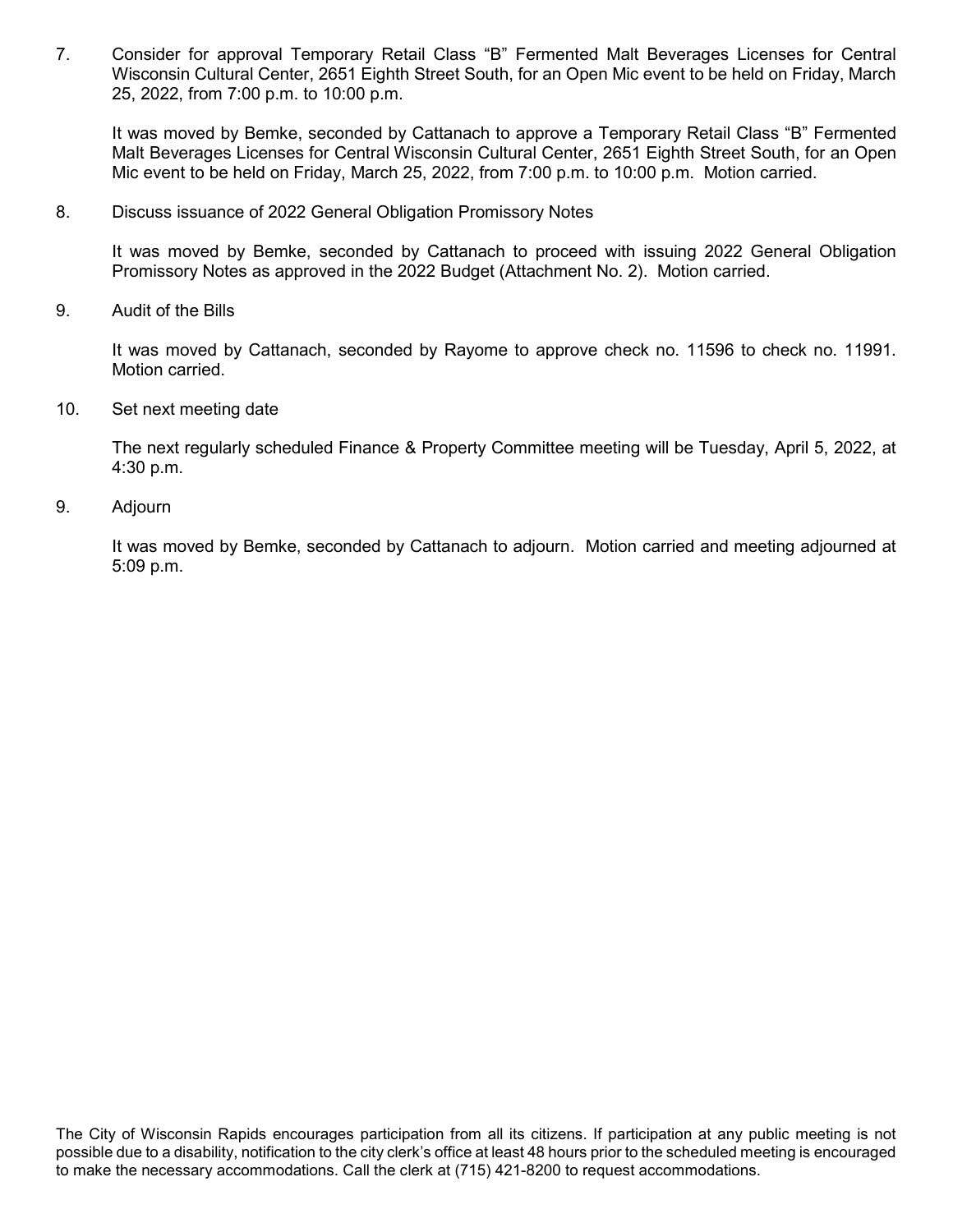7. Consider for approval Temporary Retail Class “B” Fermented Malt Beverages Licenses for Central Wisconsin Cultural Center, 2651 Eighth Street South, for an Open Mic event to be held on Friday, March 25, 2022, from 7:00 p.m. to 10:00 p.m.

   It was moved by Bemke, seconded by Cattanach to approve a Temporary Retail Class “B” Fermented Malt Beverages Licenses for Central Wisconsin Cultural Center, 2651 Eighth Street South, for an Open Mic event to be held on Friday, March 25, 2022, from 7:00 p.m. to 10:00 p.m. Motion carried.

8. Discuss issuance of 2022 General Obligation Promissory Notes

   It was moved by Bemke, seconded by Cattanach to proceed with issuing 2022 General Obligation Promissory Notes as approved in the 2022 Budget (Attachment No. 2). Motion carried.

9. Audit of the Bills

   It was moved by Cattanach, seconded by Rayome to approve check no. 11596 to check no. 11991. Motion carried.

10. Set next meeting date

    The next regularly scheduled Finance & Property Committee meeting will be Tuesday, April 5, 2022, at 4:30 p.m.

9\. Adjourn

   It was moved by Bemke, seconded by Cattanach to adjourn. Motion carried and meeting adjourned at 5:09 p.m.

The City of Wisconsin Rapids encourages participation from all its citizens. If participation at any public meeting is not possible due to a disability, notification to the city clerk’s office at least 48 hours prior to the scheduled meeting is encouraged to make the necessary accommodations. Call the clerk at (715) 421-8200 to request accommodations.